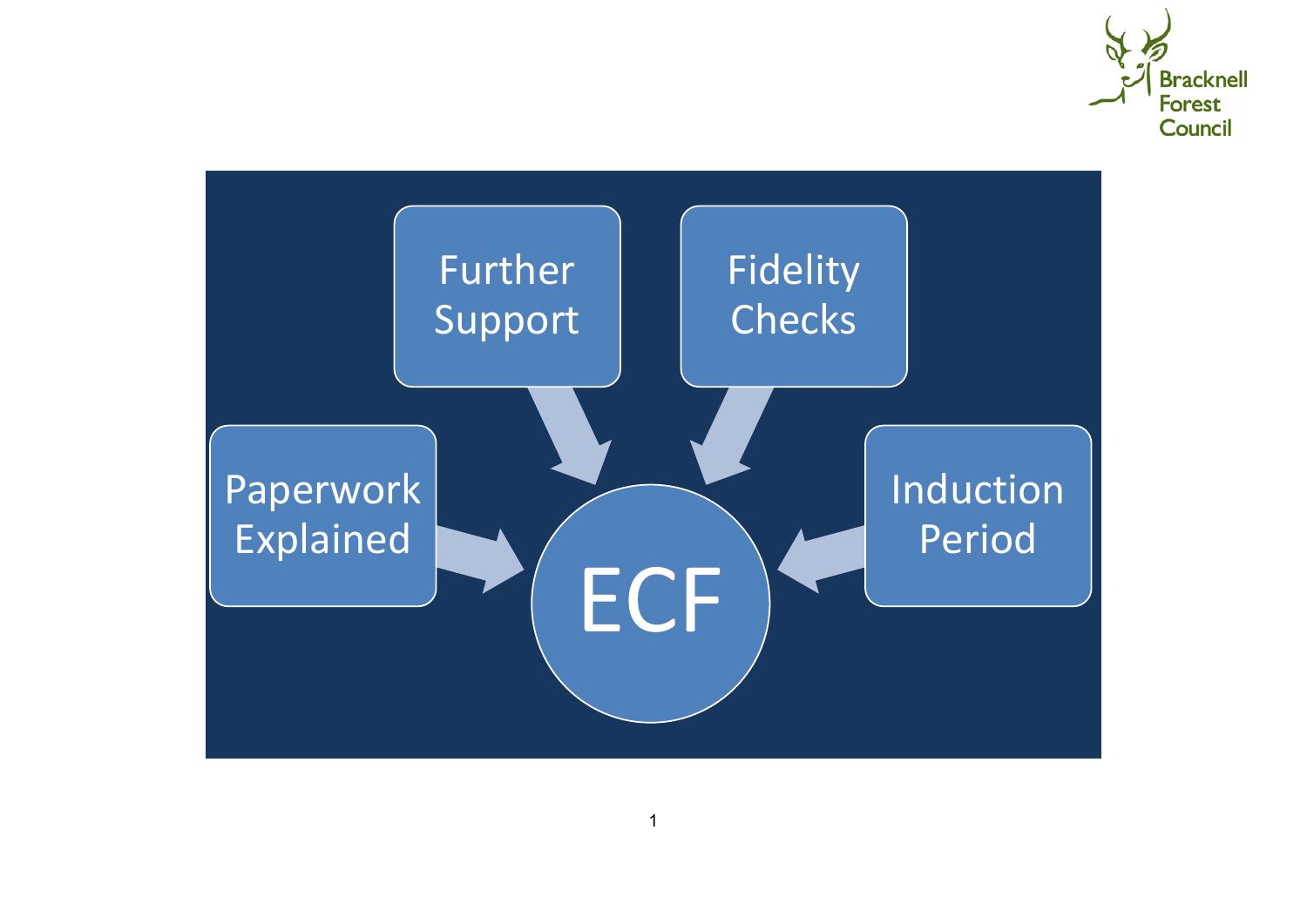Bracknell Forest Council

- Further Support
- Fidelity Checks
- Paperwork Explained
- Induction Period

**ECF**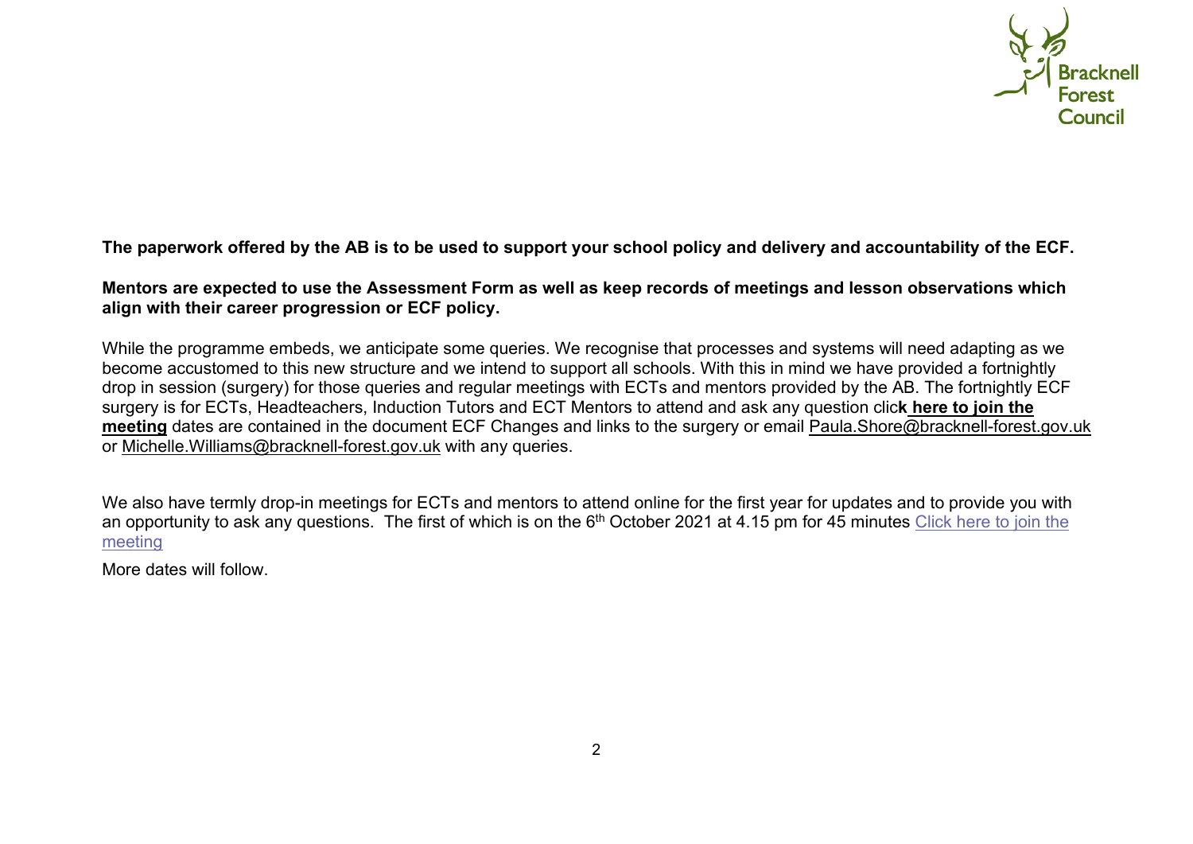**The paperwork offered by the AB is to be used to support your school policy and delivery and accountability of the ECF.**

**Mentors are expected to use the Assessment Form as well as keep records of meetings and lesson observations which align with their career progression or ECF policy.**

While the programme embeds, we anticipate some queries. We recognise that processes and systems will need adapting as we become accustomed to this new structure and we intend to support all schools. With this in mind we have provided a fortnightly drop in session (surgery) for those queries and regular meetings with ECTs and mentors provided by the AB. The fortnightly ECF surgery is for ECTs, Headteachers, Induction Tutors and ECT Mentors to attend and ask any question clic**k here to join the meeting** dates are contained in the document ECF Changes and links to the surgery or email Paula.Shore@bracknell-forest.gov.uk or Michelle.Williams@bracknell-forest.gov.uk with any queries.

We also have termly drop-in meetings for ECTs and mentors to attend online for the first year for updates and to provide you with an opportunity to ask any questions. The first of which is on the 6th October 2021 at 4.15 pm for 45 minutes Click here to join the meeting

More dates will follow.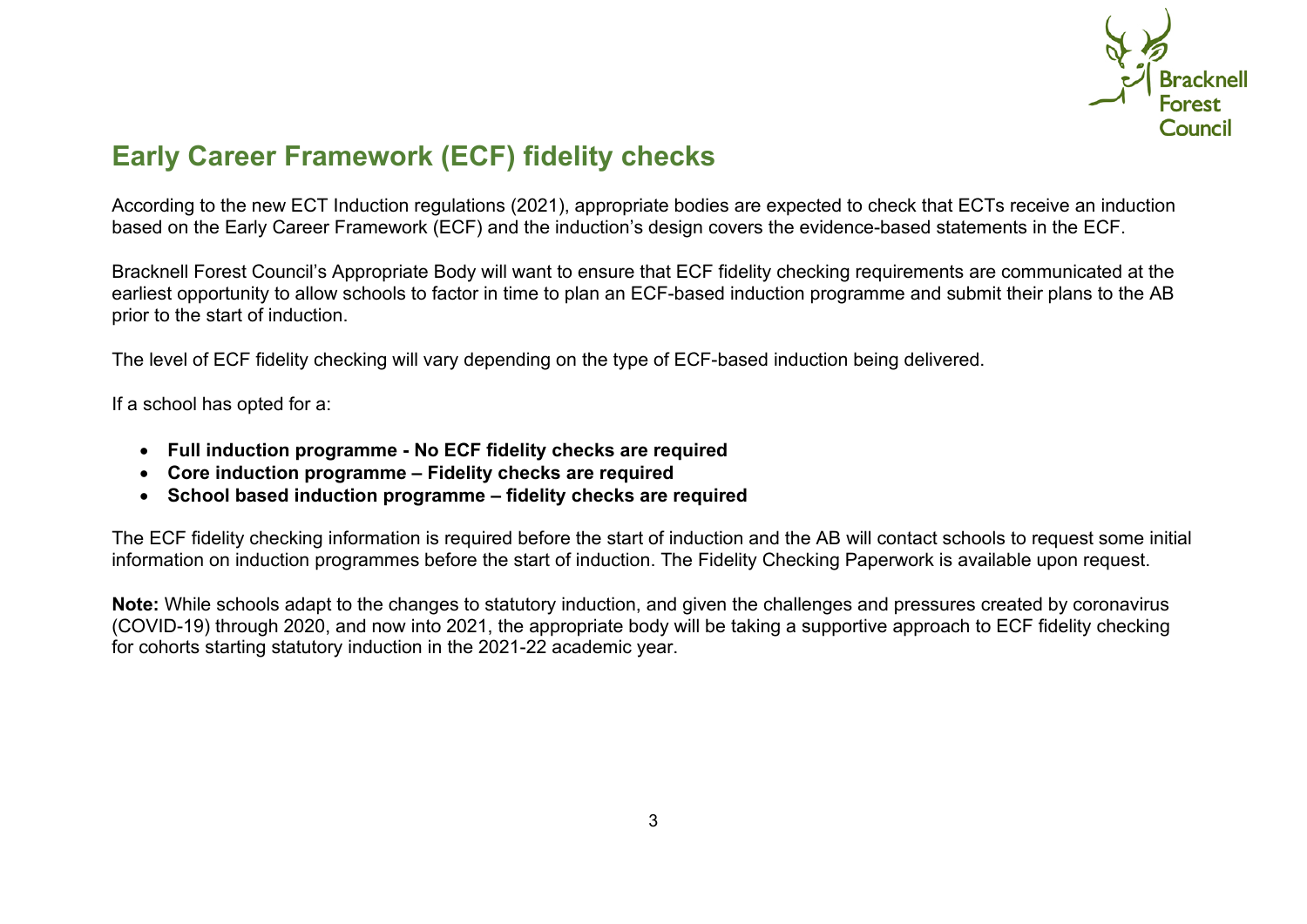## Early Career Framework (ECF) fidelity checks

According to the new ECT Induction regulations (2021), appropriate bodies are expected to check that ECTs receive an induction based on the Early Career Framework (ECF) and the induction's design covers the evidence-based statements in the ECF.

Bracknell Forest Council's Appropriate Body will want to ensure that ECF fidelity checking requirements are communicated at the earliest opportunity to allow schools to factor in time to plan an ECF-based induction programme and submit their plans to the AB prior to the start of induction.

The level of ECF fidelity checking will vary depending on the type of ECF-based induction being delivered.

If a school has opted for a:

- **Full induction programme - No ECF fidelity checks are required**
- **Core induction programme – Fidelity checks are required**
- **School based induction programme – fidelity checks are required**

The ECF fidelity checking information is required before the start of induction and the AB will contact schools to request some initial information on induction programmes before the start of induction. The Fidelity Checking Paperwork is available upon request.

**Note:** While schools adapt to the changes to statutory induction, and given the challenges and pressures created by coronavirus (COVID-19) through 2020, and now into 2021, the appropriate body will be taking a supportive approach to ECF fidelity checking for cohorts starting statutory induction in the 2021-22 academic year.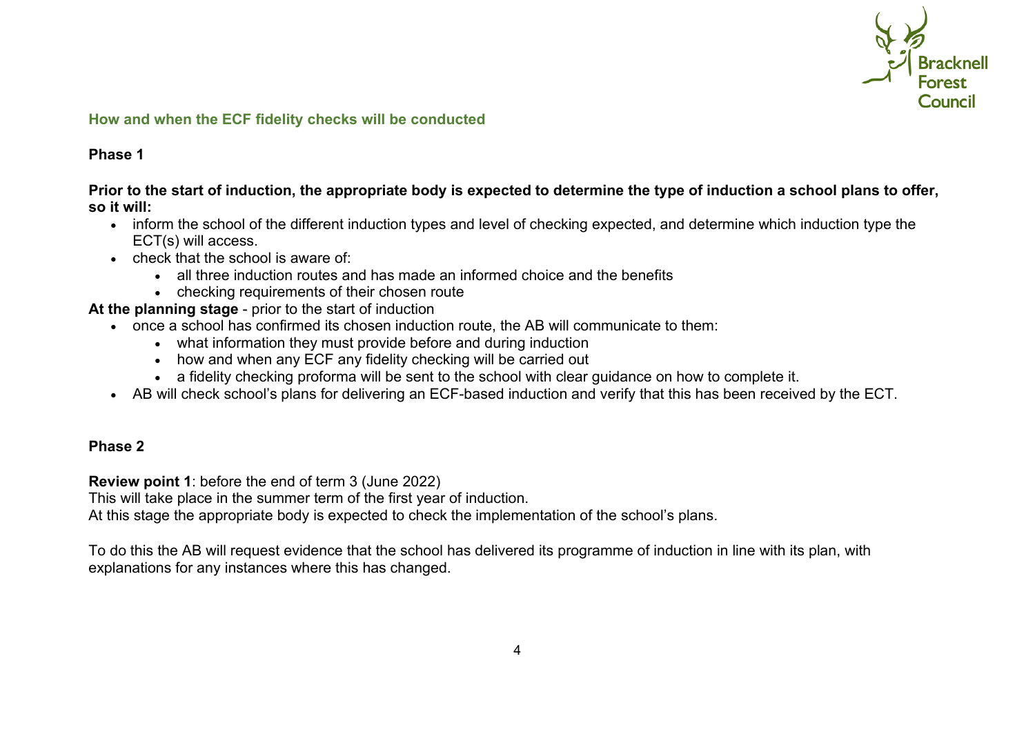## How and when the ECF fidelity checks will be conducted

### Phase 1

**Prior to the start of induction, the appropriate body is expected to determine the type of induction a school plans to offer, so it will:**

- inform the school of the different induction types and level of checking expected, and determine which induction type the ECT(s) will access.
- check that the school is aware of:
    - all three induction routes and has made an informed choice and the benefits
    - checking requirements of their chosen route

**At the planning stage** - prior to the start of induction

- once a school has confirmed its chosen induction route, the AB will communicate to them:
    - what information they must provide before and during induction
    - how and when any ECF any fidelity checking will be carried out
    - a fidelity checking proforma will be sent to the school with clear guidance on how to complete it.
- AB will check school's plans for delivering an ECF-based induction and verify that this has been received by the ECT.

### Phase 2

**Review point 1**: before the end of term 3 (June 2022)
This will take place in the summer term of the first year of induction.
At this stage the appropriate body is expected to check the implementation of the school's plans.

To do this the AB will request evidence that the school has delivered its programme of induction in line with its plan, with explanations for any instances where this has changed.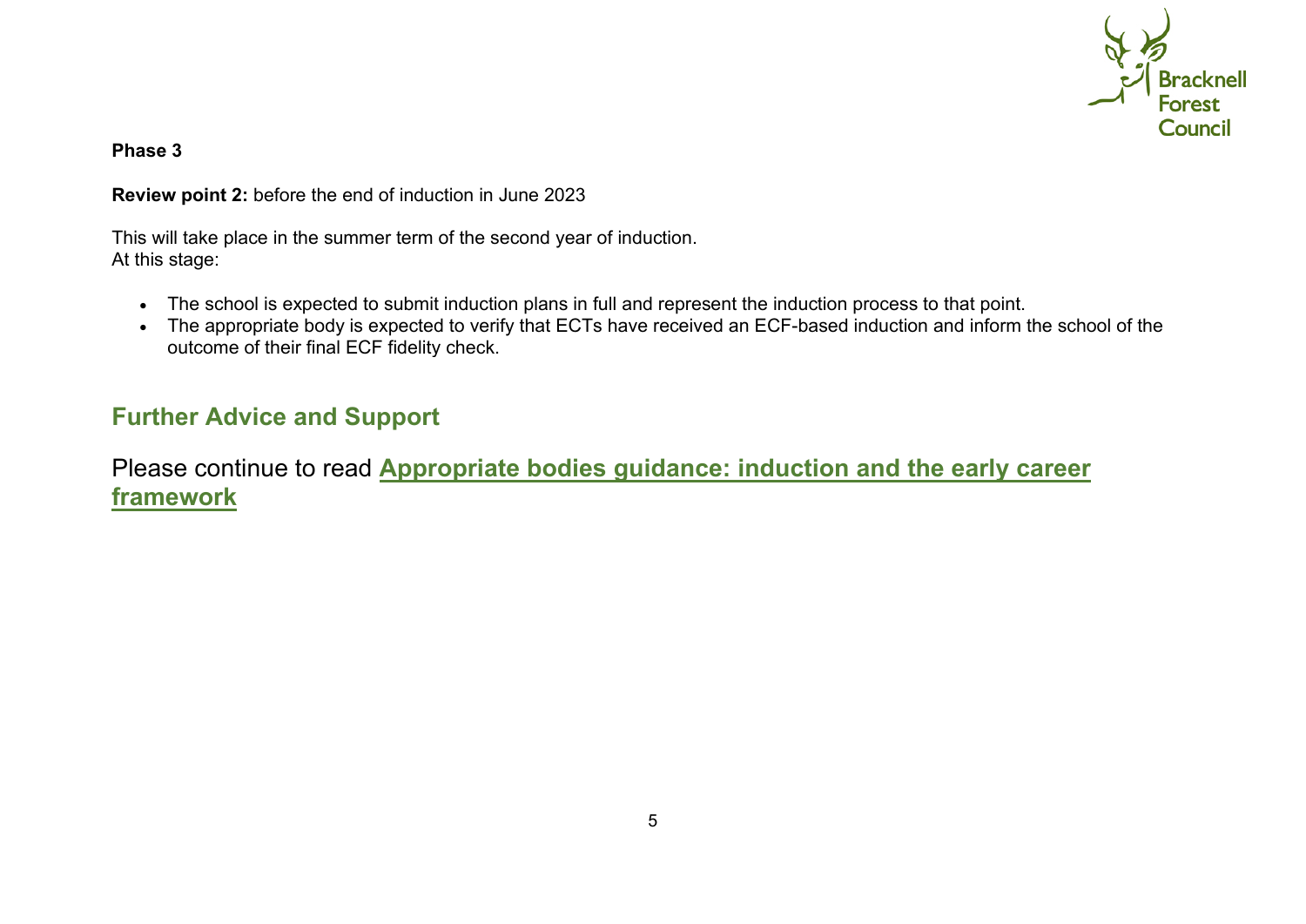**Phase 3**

**Review point 2:** before the end of induction in June 2023

This will take place in the summer term of the second year of induction.
At this stage:

- The school is expected to submit induction plans in full and represent the induction process to that point.
- The appropriate body is expected to verify that ECTs have received an ECF-based induction and inform the school of the outcome of their final ECF fidelity check.

## Further Advice and Support

Please continue to read **Appropriate bodies guidance: induction and the early career framework**